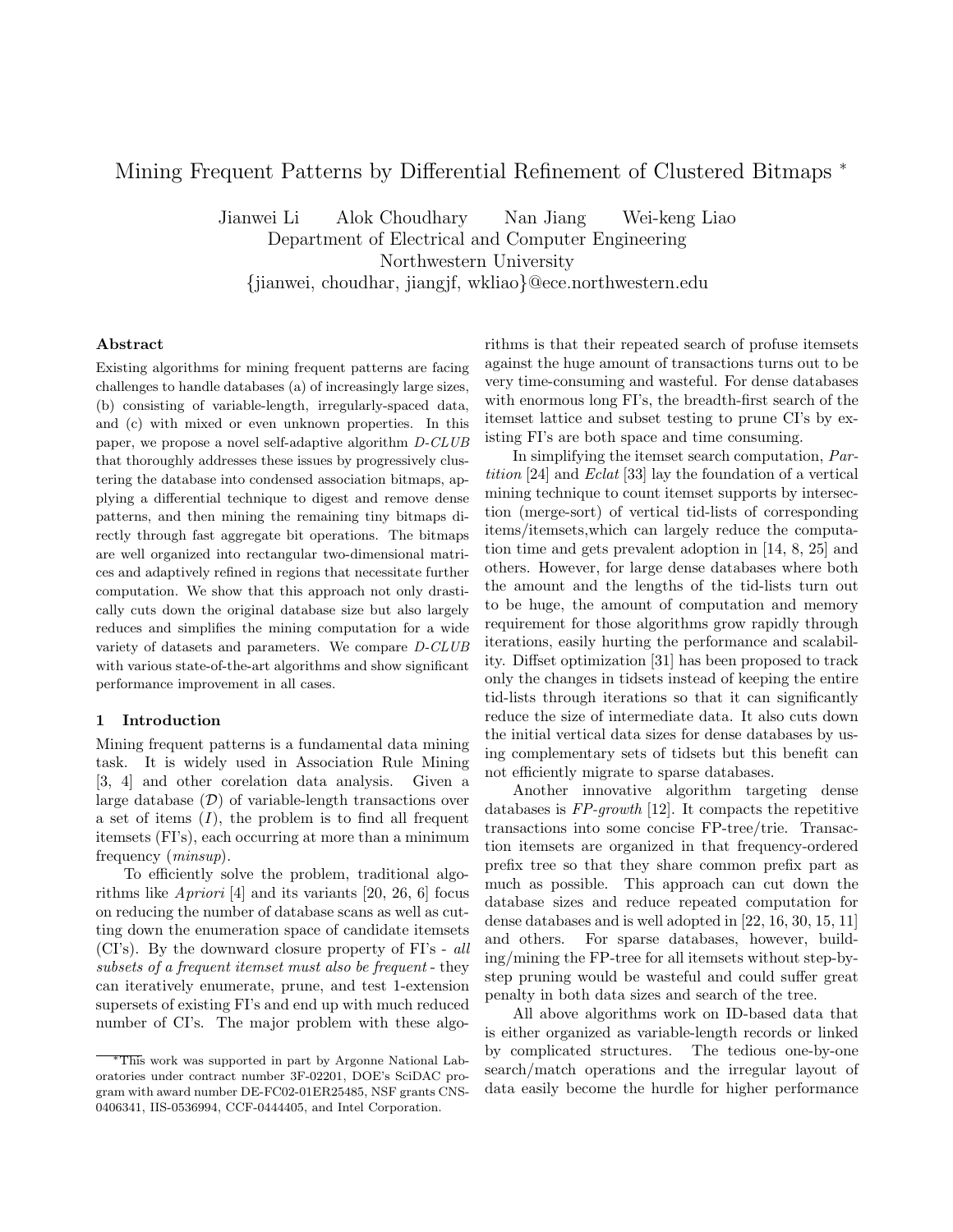# Mining Frequent Patterns by Differential Refinement of Clustered Bitmaps *

Jianwei Li  Alok Choudhary  Nan Jiang  Wei-keng Liao
Department of Electrical and Computer Engineering
Northwestern University
{jianwei, choudhar, jiangjf, wkliao}@ece.northwestern.edu

### Abstract

Existing algorithms for mining frequent patterns are facing challenges to handle databases (a) of increasingly large sizes, (b) consisting of variable-length, irregularly-spaced data, and (c) with mixed or even unknown properties. In this paper, we propose a novel self-adaptive algorithm *D-CLUB* that thoroughly addresses these issues by progressively clustering the database into condensed association bitmaps, applying a differential technique to digest and remove dense patterns, and then mining the remaining tiny bitmaps directly through fast aggregate bit operations. The bitmaps are well organized into rectangular two-dimensional matrices and adaptively refined in regions that necessitate further computation. We show that this approach not only drastically cuts down the original database size but also largely reduces and simplifies the mining computation for a wide variety of datasets and parameters. We compare *D-CLUB* with various state-of-the-art algorithms and show significant performance improvement in all cases.

## 1 Introduction

Mining frequent patterns is a fundamental data mining task. It is widely used in Association Rule Mining [3, 4] and other corelation data analysis. Given a large database ($\mathcal{D}$) of variable-length transactions over a set of items ($I$), the problem is to find all frequent itemsets (FI's), each occurring at more than a minimum frequency (*minsup*).

To efficiently solve the problem, traditional algorithms like *Apriori* [4] and its variants [20, 26, 6] focus on reducing the number of database scans as well as cutting down the enumeration space of candidate itemsets (CI's). By the downward closure property of FI's - *all subsets of a frequent itemset must also be frequent* - they can iteratively enumerate, prune, and test 1-extension supersets of existing FI's and end up with much reduced number of CI's. The major problem with these algorithms is that their repeated search of profuse itemsets against the huge amount of transactions turns out to be very time-consuming and wasteful. For dense databases with enormous long FI's, the breadth-first search of the itemset lattice and subset testing to prune CI's by existing FI's are both space and time consuming.

In simplifying the itemset search computation, *Partition* [24] and *Eclat* [33] lay the foundation of a vertical mining technique to count itemset supports by intersection (merge-sort) of vertical tid-lists of corresponding items/itemsets,which can largely reduce the computation time and gets prevalent adoption in [14, 8, 25] and others. However, for large dense databases where both the amount and the lengths of the tid-lists turn out to be huge, the amount of computation and memory requirement for those algorithms grow rapidly through iterations, easily hurting the performance and scalability. Diffset optimization [31] has been proposed to track only the changes in tidsets instead of keeping the entire tid-lists through iterations so that it can significantly reduce the size of intermediate data. It also cuts down the initial vertical data sizes for dense databases by using complementary sets of tidsets but this benefit can not efficiently migrate to sparse databases.

Another innovative algorithm targeting dense databases is *FP-growth* [12]. It compacts the repetitive transactions into some concise FP-tree/trie. Transaction itemsets are organized in that frequency-ordered prefix tree so that they share common prefix part as much as possible. This approach can cut down the database sizes and reduce repeated computation for dense databases and is well adopted in [22, 16, 30, 15, 11] and others. For sparse databases, however, building/mining the FP-tree for all itemsets without step-by-step pruning would be wasteful and could suffer great penalty in both data sizes and search of the tree.

All above algorithms work on ID-based data that is either organized as variable-length records or linked by complicated structures. The tedious one-by-one search/match operations and the irregular layout of data easily become the hurdle for higher performance

*This work was supported in part by Argonne National Laboratories under contract number 3F-02201, DOE's SciDAC program with award number DE-FC02-01ER25485, NSF grants CNS-0406341, IIS-0536994, CCF-0444405, and Intel Corporation.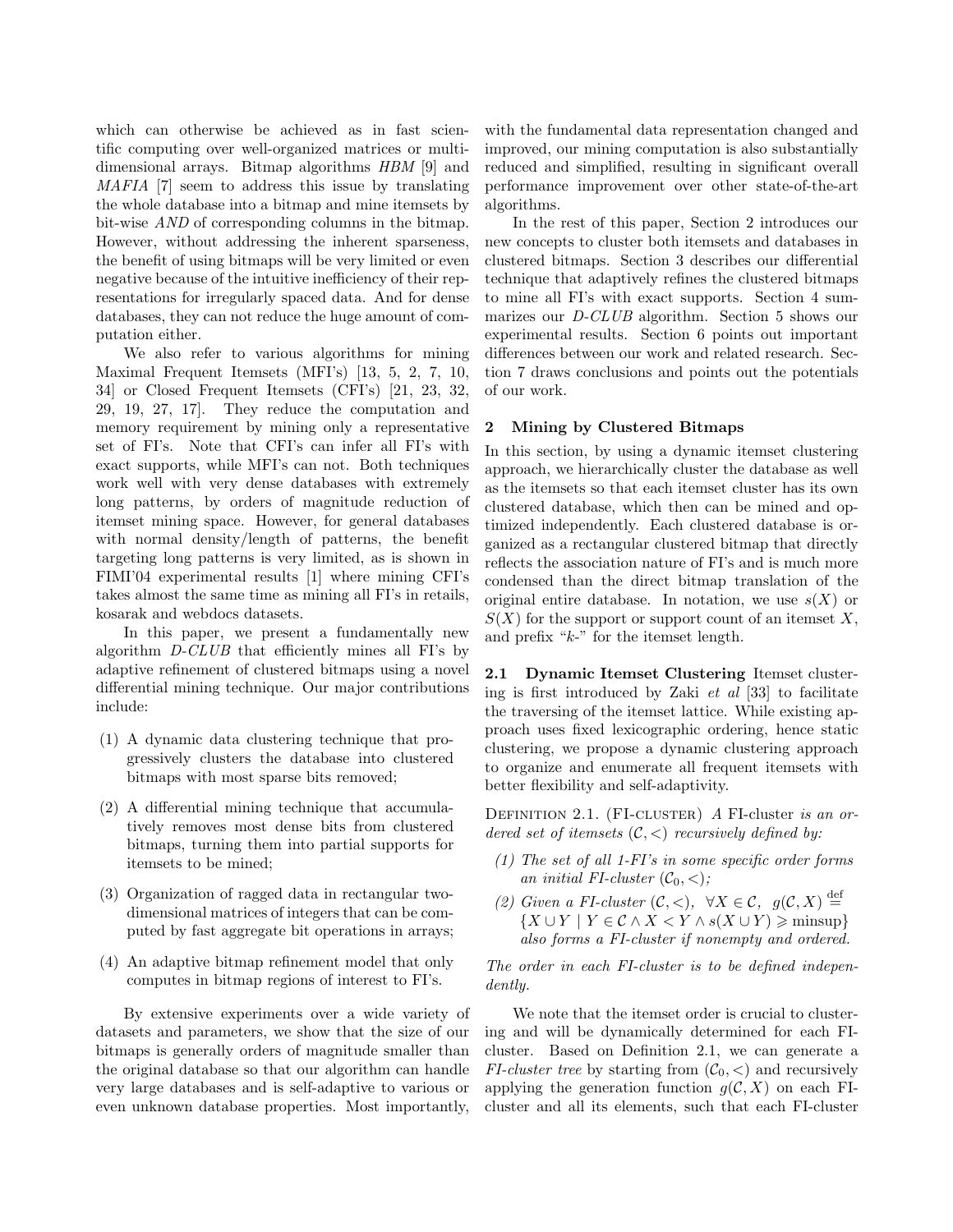which can otherwise be achieved as in fast scientific computing over well-organized matrices or multi-dimensional arrays. Bitmap algorithms *HBM* [9] and *MAFIA* [7] seem to address this issue by translating the whole database into a bitmap and mine itemsets by bit-wise *AND* of corresponding columns in the bitmap. However, without addressing the inherent sparseness, the benefit of using bitmaps will be very limited or even negative because of the intuitive inefficiency of their representations for irregularly spaced data. And for dense databases, they can not reduce the huge amount of computation either.

We also refer to various algorithms for mining Maximal Frequent Itemsets (MFI's) [13, 5, 2, 7, 10, 34] or Closed Frequent Itemsets (CFI's) [21, 23, 32, 29, 19, 27, 17]. They reduce the computation and memory requirement by mining only a representative set of FI's. Note that CFI's can infer all FI's with exact supports, while MFI's can not. Both techniques work well with very dense databases with extremely long patterns, by orders of magnitude reduction of itemset mining space. However, for general databases with normal density/length of patterns, the benefit targeting long patterns is very limited, as is shown in FIMI'04 experimental results [1] where mining CFI's takes almost the same time as mining all FI's in retails, kosarak and webdocs datasets.

In this paper, we present a fundamentally new algorithm *D-CLUB* that efficiently mines all FI's by adaptive refinement of clustered bitmaps using a novel differential mining technique. Our major contributions include:

(1) A dynamic data clustering technique that progressively clusters the database into clustered bitmaps with most sparse bits removed;

(2) A differential mining technique that accumulatively removes most dense bits from clustered bitmaps, turning them into partial supports for itemsets to be mined;

(3) Organization of ragged data in rectangular two-dimensional matrices of integers that can be computed by fast aggregate bit operations in arrays;

(4) An adaptive bitmap refinement model that only computes in bitmap regions of interest to FI's.

By extensive experiments over a wide variety of datasets and parameters, we show that the size of our bitmaps is generally orders of magnitude smaller than the original database so that our algorithm can handle very large databases and is self-adaptive to various or even unknown database properties. Most importantly, with the fundamental data representation changed and improved, our mining computation is also substantially reduced and simplified, resulting in significant overall performance improvement over other state-of-the-art algorithms.

In the rest of this paper, Section 2 introduces our new concepts to cluster both itemsets and databases in clustered bitmaps. Section 3 describes our differential technique that adaptively refines the clustered bitmaps to mine all FI's with exact supports. Section 4 summarizes our *D-CLUB* algorithm. Section 5 shows our experimental results. Section 6 points out important differences between our work and related research. Section 7 draws conclusions and points out the potentials of our work.

## 2 Mining by Clustered Bitmaps

In this section, by using a dynamic itemset clustering approach, we hierarchically cluster the database as well as the itemsets so that each itemset cluster has its own clustered database, which then can be mined and optimized independently. Each clustered database is organized as a rectangular clustered bitmap that directly reflects the association nature of FI's and is much more condensed than the direct bitmap translation of the original entire database. In notation, we use $s(X)$ or $S(X)$ for the support or support count of an itemset $X$, and prefix "$k$-" for the itemset length.

**2.1 Dynamic Itemset Clustering** Itemset clustering is first introduced by Zaki *et al* [33] to facilitate the traversing of the itemset lattice. While existing approach uses fixed lexicographic ordering, hence static clustering, we propose a dynamic clustering approach to organize and enumerate all frequent itemsets with better flexibility and self-adaptivity.

DEFINITION 2.1. (FI-CLUSTER) *A* FI-cluster *is an ordered set of itemsets* $(\mathcal{C}, <)$ *recursively defined by:*

*(1) The set of all 1-FI's in some specific order forms an initial FI-cluster* $(\mathcal{C}_0, <)$*;*

*(2) Given a FI-cluster* $(\mathcal{C}, <)$*,* $\forall X \in \mathcal{C}$*,* $g(\mathcal{C}, X) \stackrel{\text{def}}{=} \{X \cup Y \mid Y \in \mathcal{C} \wedge X < Y \wedge s(X \cup Y) \geqslant \text{minsup}\}$ *also forms a FI-cluster if nonempty and ordered.*

*The order in each FI-cluster is to be defined independently.*

We note that the itemset order is crucial to clustering and will be dynamically determined for each FI-cluster. Based on Definition 2.1, we can generate a *FI-cluster tree* by starting from $(\mathcal{C}_0, <)$ and recursively applying the generation function $g(\mathcal{C}, X)$ on each FI-cluster and all its elements, such that each FI-cluster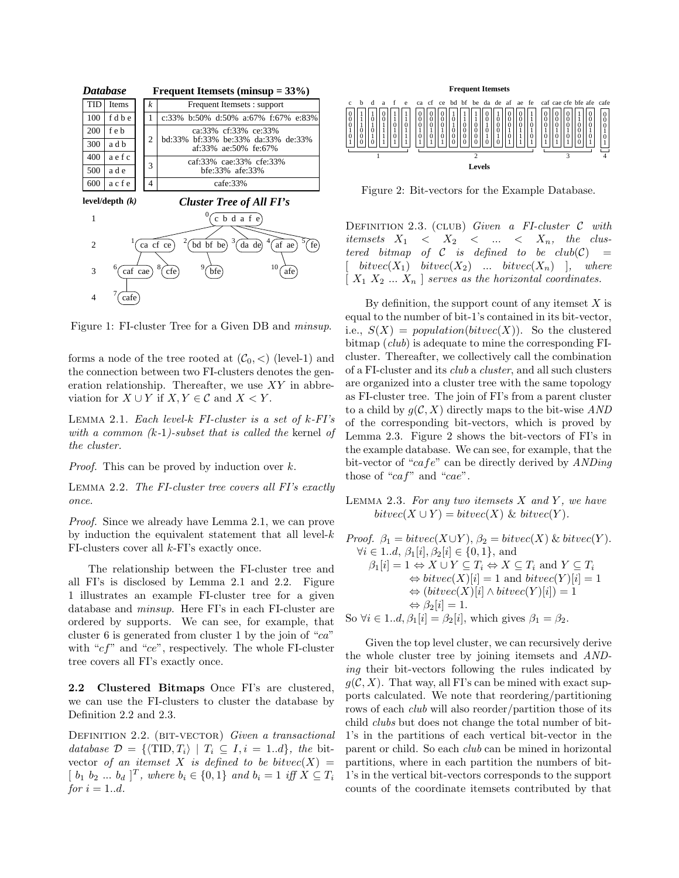***Database***

| TID | Items |
|---|---|
| 100 | f d b e |
| 200 | f e b |
| 300 | a d b |
| 400 | a e f c |
| 500 | a d e |
| 600 | a c f e |

**Frequent Itemsets (minsup = 33%)**

| k | Frequent Itemsets : support |
|---|---|
| 1 | c:33% b:50% d:50% a:67% f:67% e:83% |
| 2 | ca:33% cf:33% ce:33% bd:33% bf:33% be:33% da:33% de:33% af:33% ae:50% fe:67% |
| 3 | caf:33% cae:33% cfe:33% bfe:33% afe:33% |
| 4 | cafe:33% |

***Cluster Tree of All FI's***

| level/depth (k) | Clusters |
|---|---|
| 1 | 0 (c b d a f e) |
| 2 | 1 (ca cf ce), 2 (bd bf be), 3 (da de), 4 (af ae), 5 (fe) |
| 3 | 6 (caf cae), 8 (cfe), 9 (bfe), 10 (afe) |
| 4 | 7 (cafe) |

Figure 1: FI-cluster Tree for a Given DB and *minsup*.

forms a node of the tree rooted at $(\mathcal{C}_0, <)$ (level-1) and the connection between two FI-clusters denotes the generation relationship. Thereafter, we use $XY$ in abbreviation for $X \cup Y$ if $X, Y \in \mathcal{C}$ and $X < Y$.

LEMMA 2.1. *Each level-k FI-cluster is a set of k-FI's with a common (k-1)-subset that is called the* kernel *of the cluster.*

*Proof.* This can be proved by induction over $k$.

LEMMA 2.2. *The FI-cluster tree covers all FI's exactly once.*

*Proof.* Since we already have Lemma 2.1, we can prove by induction the equivalent statement that all level-$k$ FI-clusters cover all $k$-FI's exactly once.

The relationship between the FI-cluster tree and all FI's is disclosed by Lemma 2.1 and 2.2. Figure 1 illustrates an example FI-cluster tree for a given database and *minsup*. Here FI's in each FI-cluster are ordered by supports. We can see, for example, that cluster 6 is generated from cluster 1 by the join of "$ca$" with "$cf$" and "$ce$", respectively. The whole FI-cluster tree covers all FI's exactly once.

**2.2 Clustered Bitmaps** Once FI's are clustered, we can use the FI-clusters to cluster the database by Definition 2.2 and 2.3.

DEFINITION 2.2. (BIT-VECTOR) *Given a transactional database* $\mathcal{D} = \{\langle \text{TID}, T_i \rangle \mid T_i \subseteq I, i = 1..d\}$, *the* bit-vector *of an itemset $X$ is defined to be* $bitvec(X) = [\ b_1\ b_2\ ...\ b_d\ ]^T$, *where* $b_i \in \{0, 1\}$ *and* $b_i = 1$ *iff* $X \subseteq T_i$ *for* $i = 1..d$.

**Frequent Itemsets**

| Level | 1 | | | | | | 2 | | | | | | | | | | | 3 | | | | | 4 |
|---|---|---|---|---|---|---|---|---|---|---|---|---|---|---|---|---|---|---|---|---|---|---|---|
| Itemset | c | b | d | a | f | e | ca | cf | ce | bd | bf | be | da | de | af | ae | fe | caf | cae | cfe | bfe | afe | cafe |
| 100 | 0 | 1 | 1 | 0 | 1 | 1 | 0 | 0 | 0 | 1 | 1 | 1 | 0 | 1 | 0 | 0 | 1 | 0 | 0 | 0 | 1 | 0 | 0 |
| 200 | 0 | 1 | 0 | 0 | 1 | 1 | 0 | 0 | 0 | 0 | 1 | 1 | 0 | 0 | 0 | 0 | 1 | 0 | 0 | 0 | 1 | 0 | 0 |
| 300 | 0 | 1 | 1 | 1 | 0 | 0 | 0 | 0 | 0 | 1 | 0 | 0 | 1 | 0 | 0 | 0 | 0 | 0 | 0 | 0 | 0 | 0 | 0 |
| 400 | 1 | 0 | 0 | 1 | 1 | 1 | 1 | 1 | 1 | 0 | 0 | 0 | 0 | 0 | 1 | 1 | 1 | 1 | 1 | 1 | 0 | 1 | 1 |
| 500 | 0 | 0 | 1 | 1 | 0 | 1 | 0 | 0 | 0 | 0 | 0 | 0 | 1 | 1 | 0 | 1 | 0 | 0 | 0 | 0 | 0 | 0 | 0 |
| 600 | 1 | 0 | 0 | 1 | 1 | 1 | 1 | 1 | 1 | 0 | 0 | 0 | 0 | 0 | 1 | 1 | 1 | 1 | 1 | 1 | 0 | 1 | 1 |

Figure 2: Bit-vectors for the Example Database.

DEFINITION 2.3. (CLUB) *Given a FI-cluster $\mathcal{C}$ with itemsets $X_1 < X_2 < ... < X_n$, the clustered bitmap of $\mathcal{C}$ is defined to be* $club(\mathcal{C}) = [\ bitvec(X_1)\ \ bitvec(X_2)\ \ ...\ \ bitvec(X_n)\ ]$, *where* $[\ X_1\ X_2\ ...\ X_n\ ]$ *serves as the horizontal coordinates.*

By definition, the support count of any itemset $X$ is equal to the number of bit-1's contained in its bit-vector, i.e., $S(X) = population(bitvec(X))$. So the clustered bitmap (*club*) is adequate to mine the corresponding FI-cluster. Thereafter, we collectively call the combination of a FI-cluster and its *club* a *cluster*, and all such clusters are organized into a cluster tree with the same topology as FI-cluster tree. The join of FI's from a parent cluster to a child by $g(\mathcal{C}, X)$ directly maps to the bit-wise *AND* of the corresponding bit-vectors, which is proved by Lemma 2.3. Figure 2 shows the bit-vectors of FI's in the example database. We can see, for example, that the bit-vector of "$cafe$" can be directly derived by *ANDing* those of "$caf$" and "$cae$".

LEMMA 2.3. *For any two itemsets $X$ and $Y$, we have*
$$bitvec(X \cup Y) = bitvec(X)\ \&\ bitvec(Y).$$

*Proof.* $\beta_1 = bitvec(X \cup Y)$, $\beta_2 = bitvec(X)\ \&\ bitvec(Y)$.
$\forall i \in 1..d$, $\beta_1[i], \beta_2[i] \in \{0, 1\}$, and

$$\begin{aligned}
\beta_1[i] = 1 &\Leftrightarrow X \cup Y \subseteq T_i \Leftrightarrow X \subseteq T_i \text{ and } Y \subseteq T_i \\
&\Leftrightarrow bitvec(X)[i] = 1 \text{ and } bitvec(Y)[i] = 1 \\
&\Leftrightarrow (bitvec(X)[i] \wedge bitvec(Y)[i]) = 1 \\
&\Leftrightarrow \beta_2[i] = 1.
\end{aligned}$$

So $\forall i \in 1..d, \beta_1[i] = \beta_2[i]$, which gives $\beta_1 = \beta_2$.

Given the top level cluster, we can recursively derive the whole cluster tree by joining itemsets and *ANDing* their bit-vectors following the rules indicated by $g(\mathcal{C}, X)$. That way, all FI's can be mined with exact supports calculated. We note that reordering/partitioning rows of each *club* will also reorder/partition those of its child *clubs* but does not change the total number of bit-1's in the partitions of each vertical bit-vector in the parent or child. So each *club* can be mined in horizontal partitions, where in each partition the numbers of bit-1's in the vertical bit-vectors corresponds to the support counts of the coordinate itemsets contributed by that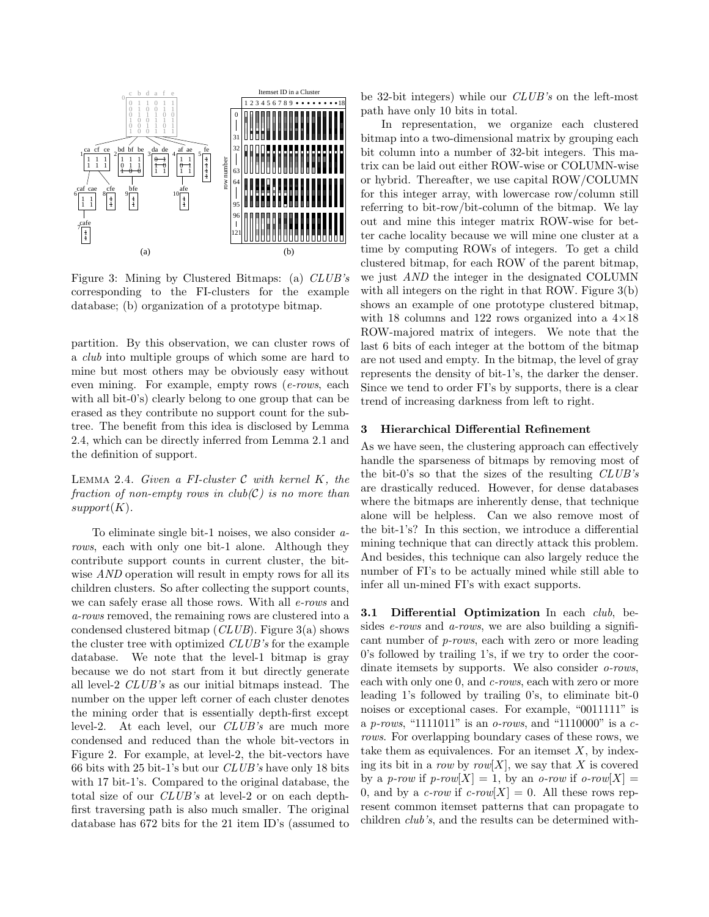Figure 3: Mining by Clustered Bitmaps: (a) *CLUB's* corresponding to the FI-clusters for the example database; (b) organization of a prototype bitmap.

partition. By this observation, we can cluster rows of a *club* into multiple groups of which some are hard to mine but most others may be obviously easy without even mining. For example, empty rows (*e-rows*, each with all bit-0's) clearly belong to one group that can be erased as they contribute no support count for the subtree. The benefit from this idea is disclosed by Lemma 2.4, which can be directly inferred from Lemma 2.1 and the definition of support.

LEMMA 2.4. *Given a FI-cluster $\mathcal{C}$ with kernel $K$, the fraction of non-empty rows in club($\mathcal{C}$) is no more than support($K$).*

To eliminate single bit-1 noises, we also consider *a-rows*, each with only one bit-1 alone. Although they contribute support counts in current cluster, the bitwise *AND* operation will result in empty rows for all its children clusters. So after collecting the support counts, we can safely erase all those rows. With all *e-rows* and *a-rows* removed, the remaining rows are clustered into a condensed clustered bitmap (*CLUB*). Figure 3(a) shows the cluster tree with optimized *CLUB's* for the example database. We note that the level-1 bitmap is gray because we do not start from it but directly generate all level-2 *CLUB's* as our initial bitmaps instead. The number on the upper left corner of each cluster denotes the mining order that is essentially depth-first except level-2. At each level, our *CLUB's* are much more condensed and reduced than the whole bit-vectors in Figure 2. For example, at level-2, the bit-vectors have 66 bits with 25 bit-1's but our *CLUB's* have only 18 bits with 17 bit-1's. Compared to the original database, the total size of our *CLUB's* at level-2 or on each depth-first traversing path is also much smaller. The original database has 672 bits for the 21 item ID's (assumed to be 32-bit integers) while our *CLUB's* on the left-most path have only 10 bits in total.

In representation, we organize each clustered bitmap into a two-dimensional matrix by grouping each bit column into a number of 32-bit integers. This matrix can be laid out either ROW-wise or COLUMN-wise or hybrid. Thereafter, we use capital ROW/COLUMN for this integer array, with lowercase row/column still referring to bit-row/bit-column of the bitmap. We lay out and mine this integer matrix ROW-wise for better cache locality because we will mine one cluster at a time by computing ROWs of integers. To get a child clustered bitmap, for each ROW of the parent bitmap, we just *AND* the integer in the designated COLUMN with all integers on the right in that ROW. Figure 3(b) shows an example of one prototype clustered bitmap, with 18 columns and 122 rows organized into a 4×18 ROW-majored matrix of integers. We note that the last 6 bits of each integer at the bottom of the bitmap are not used and empty. In the bitmap, the level of gray represents the density of bit-1's, the darker the denser. Since we tend to order FI's by supports, there is a clear trend of increasing darkness from left to right.

## 3 Hierarchical Differential Refinement

As we have seen, the clustering approach can effectively handle the sparseness of bitmaps by removing most of the bit-0's so that the sizes of the resulting *CLUB's* are drastically reduced. However, for dense databases where the bitmaps are inherently dense, that technique alone will be helpless. Can we also remove most of the bit-1's? In this section, we introduce a differential mining technique that can directly attack this problem. And besides, this technique can also largely reduce the number of FI's to be actually mined while still able to infer all un-mined FI's with exact supports.

**3.1 Differential Optimization** In each *club*, besides *e-rows* and *a-rows*, we are also building a significant number of *p-rows*, each with zero or more leading 0's followed by trailing 1's, if we try to order the coordinate itemsets by supports. We also consider *o-rows*, each with only one 0, and *c-rows*, each with zero or more leading 1's followed by trailing 0's, to eliminate bit-0 noises or exceptional cases. For example, "0011111" is a *p-rows*, "1111011" is an *o-rows*, and "1110000" is a *c-rows*. For overlapping boundary cases of these rows, we take them as equivalences. For an itemset $X$, by indexing its bit in a *row* by *row*[$X$], we say that $X$ is covered by a *p-row* if *p-row*[$X$] = 1, by an *o-row* if *o-row*[$X$] = 0, and by a *c-row* if *c-row*[$X$] = 0. All these rows represent common itemset patterns that can propagate to children *club's*, and the results can be determined with-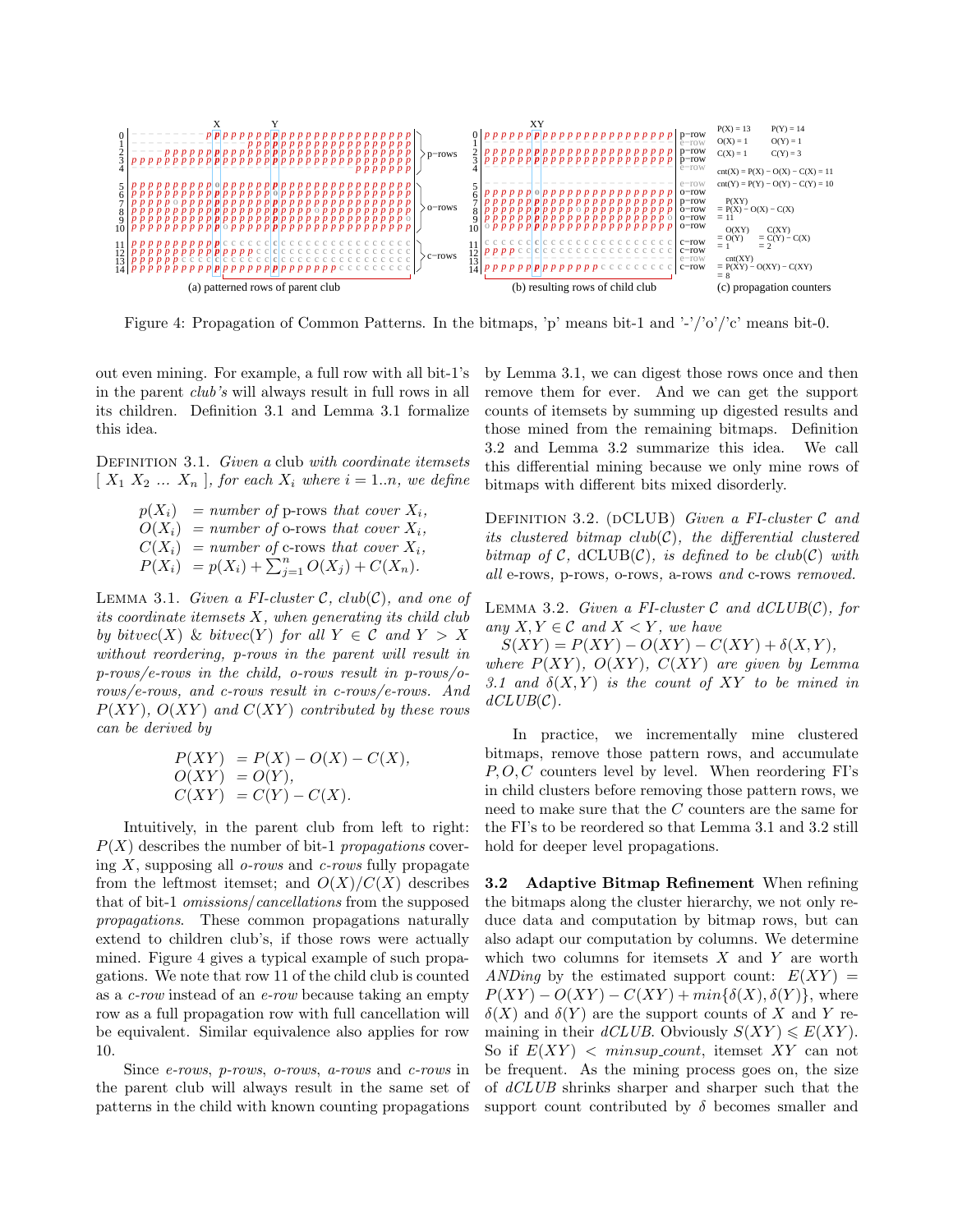Figure 4: Propagation of Common Patterns. In the bitmaps, 'p' means bit-1 and '-'/'o'/'c' means bit-0.

out even mining. For example, a full row with all bit-1's in the parent *club's* will always result in full rows in all its children. Definition 3.1 and Lemma 3.1 formalize this idea.

Definition 3.1. *Given a* club *with coordinate itemsets* [ $X_1$ $X_2$ ... $X_n$ ], *for each* $X_i$ *where* $i = 1..n$, *we define*

$$
\begin{aligned}
p(X_i) &= \text{number of p-rows that cover } X_i,\\
O(X_i) &= \text{number of o-rows that cover } X_i,\\
C(X_i) &= \text{number of c-rows that cover } X_i,\\
P(X_i) &= p(X_i) + \textstyle\sum_{j=1}^{n} O(X_j) + C(X_n).
\end{aligned}
$$

Lemma 3.1. *Given a FI-cluster* $\mathcal{C}$, *club*($\mathcal{C}$), *and one of its coordinate itemsets* $X$, *when generating its child club by bitvec*($X$) & *bitvec*($Y$) *for all* $Y \in \mathcal{C}$ *and* $Y > X$ *without reordering, p-rows in the parent will result in p-rows/e-rows in the child, o-rows result in p-rows/o-rows/e-rows, and c-rows result in c-rows/e-rows. And* $P(XY)$, $O(XY)$ *and* $C(XY)$ *contributed by these rows can be derived by*

$$
\begin{aligned}
P(XY) &= P(X) - O(X) - C(X),\\
O(XY) &= O(Y),\\
C(XY) &= C(Y) - C(X).
\end{aligned}
$$

Intuitively, in the parent club from left to right: $P(X)$ describes the number of bit-1 *propagations* covering $X$, supposing all *o-rows* and *c-rows* fully propagate from the leftmost itemset; and $O(X)/C(X)$ describes that of bit-1 *omissions*/*cancellations* from the supposed *propagations*. These common propagations naturally extend to children club's, if those rows were actually mined. Figure 4 gives a typical example of such propagations. We note that row 11 of the child club is counted as a *c-row* instead of an *e-row* because taking an empty row as a full propagation row with full cancellation will be equivalent. Similar equivalence also applies for row 10.

Since *e-rows*, *p-rows*, *o-rows*, *a-rows* and *c-rows* in the parent club will always result in the same set of patterns in the child with known counting propagations by Lemma 3.1, we can digest those rows once and then remove them for ever. And we can get the support counts of itemsets by summing up digested results and those mined from the remaining bitmaps. Definition 3.2 and Lemma 3.2 summarize this idea. We call this differential mining because we only mine rows of bitmaps with different bits mixed disorderly.

Definition 3.2. (dCLUB) *Given a FI-cluster* $\mathcal{C}$ *and its clustered bitmap club*($\mathcal{C}$), *the differential clustered bitmap of* $\mathcal{C}$, dCLUB($\mathcal{C}$), *is defined to be club*($\mathcal{C}$) *with all* e-rows, p-rows, o-rows, a-rows *and* c-rows *removed.*

Lemma 3.2. *Given a FI-cluster* $\mathcal{C}$ *and dCLUB*($\mathcal{C}$), *for any* $X, Y \in \mathcal{C}$ *and* $X < Y$, *we have*

$$S(XY) = P(XY) - O(XY) - C(XY) + \delta(X, Y),$$

*where* $P(XY)$, $O(XY)$, $C(XY)$ *are given by Lemma 3.1 and* $\delta(X, Y)$ *is the count of* $XY$ *to be mined in dCLUB*($\mathcal{C}$).

In practice, we incrementally mine clustered bitmaps, remove those pattern rows, and accumulate $P, O, C$ counters level by level. When reordering FI's in child clusters before removing those pattern rows, we need to make sure that the $C$ counters are the same for the FI's to be reordered so that Lemma 3.1 and 3.2 still hold for deeper level propagations.

**3.2 Adaptive Bitmap Refinement** When refining the bitmaps along the cluster hierarchy, we not only reduce data and computation by bitmap rows, but can also adapt our computation by columns. We determine which two columns for itemsets $X$ and $Y$ are worth *ANDing* by the estimated support count: $E(XY) = P(XY) - O(XY) - C(XY) + min\{\delta(X), \delta(Y)\}$, where $\delta(X)$ and $\delta(Y)$ are the support counts of $X$ and $Y$ remaining in their *dCLUB*. Obviously $S(XY) \leqslant E(XY)$. So if $E(XY) < minsup\_count$, itemset $XY$ can not be frequent. As the mining process goes on, the size of *dCLUB* shrinks sharper and sharper such that the support count contributed by $\delta$ becomes smaller and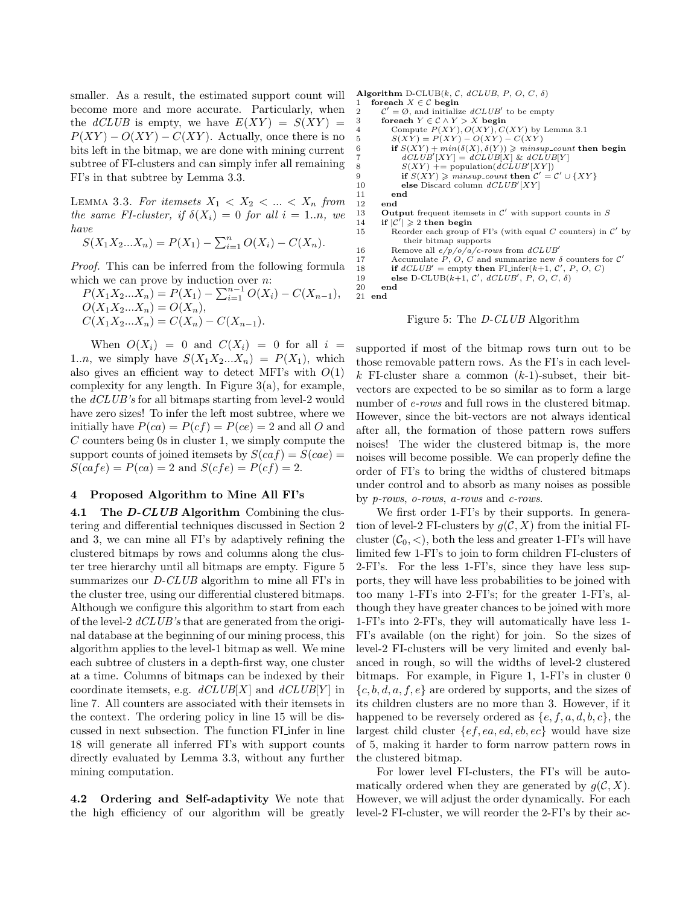smaller. As a result, the estimated support count will become more and more accurate. Particularly, when the *dCLUB* is empty, we have $E(XY) = S(XY) = P(XY) - O(XY) - C(XY)$. Actually, once there is no bits left in the bitmap, we are done with mining current subtree of FI-clusters and can simply infer all remaining FI's in that subtree by Lemma 3.3.

LEMMA 3.3. *For itemsets $X_1 < X_2 < ... < X_n$ from the same FI-cluster, if $\delta(X_i) = 0$ for all $i = 1..n$, we have*

$$S(X_1X_2...X_n) = P(X_1) - \sum_{i=1}^{n} O(X_i) - C(X_n).$$

*Proof.* This can be inferred from the following formula which we can prove by induction over $n$:

$$P(X_1X_2...X_n) = P(X_1) - \sum_{i=1}^{n-1} O(X_i) - C(X_{n-1}),$$
$$O(X_1X_2...X_n) = O(X_n),$$
$$C(X_1X_2...X_n) = C(X_n) - C(X_{n-1}).$$

When $O(X_i) = 0$ and $C(X_i) = 0$ for all $i = 1..n$, we simply have $S(X_1X_2...X_n) = P(X_1)$, which also gives an efficient way to detect MFI's with $O(1)$ complexity for any length. In Figure 3(a), for example, the *dCLUB's* for all bitmaps starting from level-2 would have zero sizes! To infer the left most subtree, where we initially have $P(ca) = P(cf) = P(ce) = 2$ and all $O$ and $C$ counters being 0s in cluster 1, we simply compute the support counts of joined itemsets by $S(caf) = S(cae) = S(cafe) = P(ca) = 2$ and $S(cfe) = P(cf) = 2$.

## 4 Proposed Algorithm to Mine All FI's

**4.1 The *D-CLUB* Algorithm** Combining the clustering and differential techniques discussed in Section 2 and 3, we can mine all FI's by adaptively refining the clustered bitmaps by rows and columns along the cluster tree hierarchy until all bitmaps are empty. Figure 5 summarizes our *D-CLUB* algorithm to mine all FI's in the cluster tree, using our differential clustered bitmaps. Although we configure this algorithm to start from each of the level-2 *dCLUB's* that are generated from the original database at the beginning of our mining process, this algorithm applies to the level-1 bitmap as well. We mine each subtree of clusters in a depth-first way, one cluster at a time. Columns of bitmaps can be indexed by their coordinate itemsets, e.g. $dCLUB[X]$ and $dCLUB[Y]$ in line 7. All counters are associated with their itemsets in the context. The ordering policy in line 15 will be discussed in next subsection. The function FI_infer in line 18 will generate all inferred FI's with support counts directly evaluated by Lemma 3.3, without any further mining computation.

```
Algorithm D-CLUB(k, C, dCLUB, P, O, C, δ)
1  foreach X ∈ C begin
2     C' = ∅, and initialize dCLUB' to be empty
3     foreach Y ∈ C ∧ Y > X begin
4        Compute P(XY), O(XY), C(XY) by Lemma 3.1
5        S(XY) = P(XY) − O(XY) − C(XY)
6        if S(XY) + min(δ(X), δ(Y)) ⩾ minsup_count then begin
7           dCLUB'[XY] = dCLUB[X] & dCLUB[Y]
8           S(XY) += population(dCLUB'[XY])
9           if S(XY) ⩾ minsup_count then C' = C' ∪ {XY}
10          else Discard column dCLUB'[XY]
11       end
12    end
13    Output frequent itemsets in C' with support counts in S
14    if |C'| ⩾ 2 then begin
15       Reorder each group of FI's (with equal C counters) in C' by
            their bitmap supports
16       Remove all e/p/o/a/c-rows from dCLUB'
17       Accumulate P, O, C and summarize new δ counters for C'
18       if dCLUB' = empty then FI_infer(k+1, C', P, O, C)
19       else D-CLUB(k+1, C', dCLUB', P, O, C, δ)
20    end
21 end
```

Figure 5: The *D-CLUB* Algorithm

**4.2 Ordering and Self-adaptivity** We note that the high efficiency of our algorithm will be greatly supported if most of the bitmap rows turn out to be those removable pattern rows. As the FI's in each level-$k$ FI-cluster share a common ($k$-1)-subset, their bit-vectors are expected to be so similar as to form a large number of *e-rows* and full rows in the clustered bitmap. However, since the bit-vectors are not always identical after all, the formation of those pattern rows suffers noises! The wider the clustered bitmap is, the more noises will become possible. We can properly define the order of FI's to bring the widths of clustered bitmaps under control and to absorb as many noises as possible by *p-rows*, *o-rows*, *a-rows* and *c-rows*.

We first order 1-FI's by their supports. In generation of level-2 FI-clusters by $g(\mathcal{C}, X)$ from the initial FI-cluster $(\mathcal{C}_0, <)$, both the less and greater 1-FI's will have limited few 1-FI's to join to form children FI-clusters of 2-FI's. For the less 1-FI's, since they have less supports, they will have less probabilities to be joined with too many 1-FI's into 2-FI's; for the greater 1-FI's, although they have greater chances to be joined with more 1-FI's into 2-FI's, they will automatically have less 1-FI's available (on the right) for join. So the sizes of level-2 FI-clusters will be very limited and evenly balanced in rough, so will the widths of level-2 clustered bitmaps. For example, in Figure 1, 1-FI's in cluster 0 $\{c, b, d, a, f, e\}$ are ordered by supports, and the sizes of its children clusters are no more than 3. However, if it happened to be reversely ordered as $\{e, f, a, d, b, c\}$, the largest child cluster $\{ef, ea, ed, eb, ec\}$ would have size of 5, making it harder to form narrow pattern rows in the clustered bitmap.

For lower level FI-clusters, the FI's will be automatically ordered when they are generated by $g(\mathcal{C}, X)$. However, we will adjust the order dynamically. For each level-2 FI-cluster, we will reorder the 2-FI's by their ac-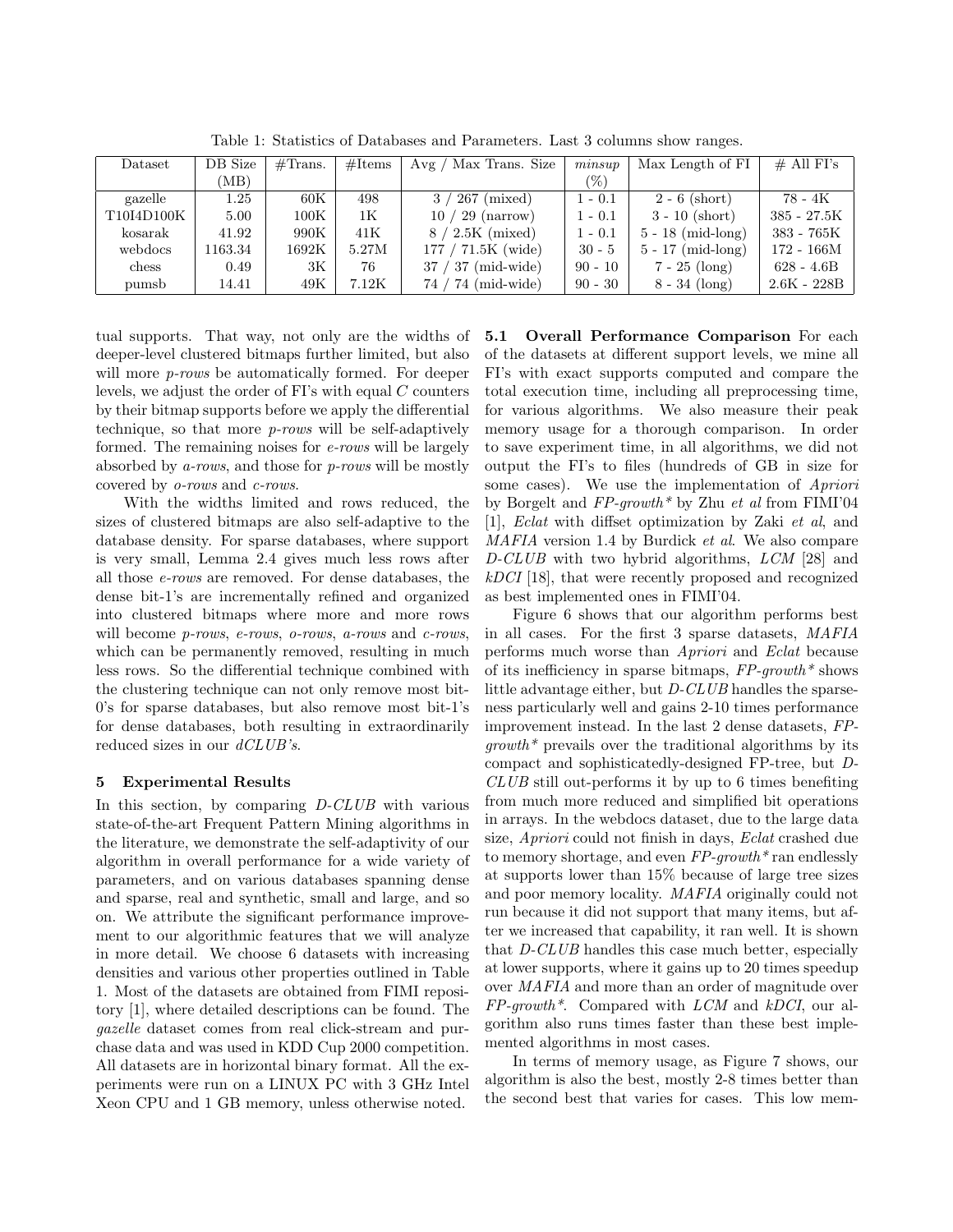Table 1: Statistics of Databases and Parameters. Last 3 columns show ranges.

| Dataset | DB Size (MB) | #Trans. | #Items | Avg / Max Trans. Size | *minsup* (%) | Max Length of FI | # All FI's |
|---|---|---|---|---|---|---|---|
| gazelle | 1.25 | 60K | 498 | 3 / 267 (mixed) | 1 - 0.1 | 2 - 6 (short) | 78 - 4K |
| T10I4D100K | 5.00 | 100K | 1K | 10 / 29 (narrow) | 1 - 0.1 | 3 - 10 (short) | 385 - 27.5K |
| kosarak | 41.92 | 990K | 41K | 8 / 2.5K (mixed) | 1 - 0.1 | 5 - 18 (mid-long) | 383 - 765K |
| webdocs | 1163.34 | 1692K | 5.27M | 177 / 71.5K (wide) | 30 - 5 | 5 - 17 (mid-long) | 172 - 166M |
| chess | 0.49 | 3K | 76 | 37 / 37 (mid-wide) | 90 - 10 | 7 - 25 (long) | 628 - 4.6B |
| pumsb | 14.41 | 49K | 7.12K | 74 / 74 (mid-wide) | 90 - 30 | 8 - 34 (long) | 2.6K - 228B |

tual supports. That way, not only are the widths of deeper-level clustered bitmaps further limited, but also will more *p-rows* be automatically formed. For deeper levels, we adjust the order of FI's with equal $C$ counters by their bitmap supports before we apply the differential technique, so that more *p-rows* will be self-adaptively formed. The remaining noises for *e-rows* will be largely absorbed by *a-rows*, and those for *p-rows* will be mostly covered by *o-rows* and *c-rows*.

With the widths limited and rows reduced, the sizes of clustered bitmaps are also self-adaptive to the database density. For sparse databases, where support is very small, Lemma 2.4 gives much less rows after all those *e-rows* are removed. For dense databases, the dense bit-1's are incrementally refined and organized into clustered bitmaps where more and more rows will become *p-rows*, *e-rows*, *o-rows*, *a-rows* and *c-rows*, which can be permanently removed, resulting in much less rows. So the differential technique combined with the clustering technique can not only remove most bit-0's for sparse databases, but also remove most bit-1's for dense databases, both resulting in extraordinarily reduced sizes in our *dCLUB's*.

## 5 Experimental Results

In this section, by comparing *D-CLUB* with various state-of-the-art Frequent Pattern Mining algorithms in the literature, we demonstrate the self-adaptivity of our algorithm in overall performance for a wide variety of parameters, and on various databases spanning dense and sparse, real and synthetic, small and large, and so on. We attribute the significant performance improvement to our algorithmic features that we will analyze in more detail. We choose 6 datasets with increasing densities and various other properties outlined in Table 1. Most of the datasets are obtained from FIMI repository [1], where detailed descriptions can be found. The *gazelle* dataset comes from real click-stream and purchase data and was used in KDD Cup 2000 competition. All datasets are in horizontal binary format. All the experiments were run on a LINUX PC with 3 GHz Intel Xeon CPU and 1 GB memory, unless otherwise noted.

**5.1 Overall Performance Comparison** For each of the datasets at different support levels, we mine all FI's with exact supports computed and compare the total execution time, including all preprocessing time, for various algorithms. We also measure their peak memory usage for a thorough comparison. In order to save experiment time, in all algorithms, we did not output the FI's to files (hundreds of GB in size for some cases). We use the implementation of *Apriori* by Borgelt and *FP-growth\** by Zhu *et al* from FIMI'04 [1], *Eclat* with diffset optimization by Zaki *et al*, and *MAFIA* version 1.4 by Burdick *et al*. We also compare *D-CLUB* with two hybrid algorithms, *LCM* [28] and *kDCI* [18], that were recently proposed and recognized as best implemented ones in FIMI'04.

Figure 6 shows that our algorithm performs best in all cases. For the first 3 sparse datasets, *MAFIA* performs much worse than *Apriori* and *Eclat* because of its inefficiency in sparse bitmaps, *FP-growth\** shows little advantage either, but *D-CLUB* handles the sparseness particularly well and gains 2-10 times performance improvement instead. In the last 2 dense datasets, *FP-growth\** prevails over the traditional algorithms by its compact and sophisticatedly-designed FP-tree, but *D-CLUB* still out-performs it by up to 6 times benefiting from much more reduced and simplified bit operations in arrays. In the webdocs dataset, due to the large data size, *Apriori* could not finish in days, *Eclat* crashed due to memory shortage, and even *FP-growth\** ran endlessly at supports lower than 15% because of large tree sizes and poor memory locality. *MAFIA* originally could not run because it did not support that many items, but after we increased that capability, it ran well. It is shown that *D-CLUB* handles this case much better, especially at lower supports, where it gains up to 20 times speedup over *MAFIA* and more than an order of magnitude over *FP-growth\**. Compared with *LCM* and *kDCI*, our algorithm also runs times faster than these best implemented algorithms in most cases.

In terms of memory usage, as Figure 7 shows, our algorithm is also the best, mostly 2-8 times better than the second best that varies for cases. This low mem-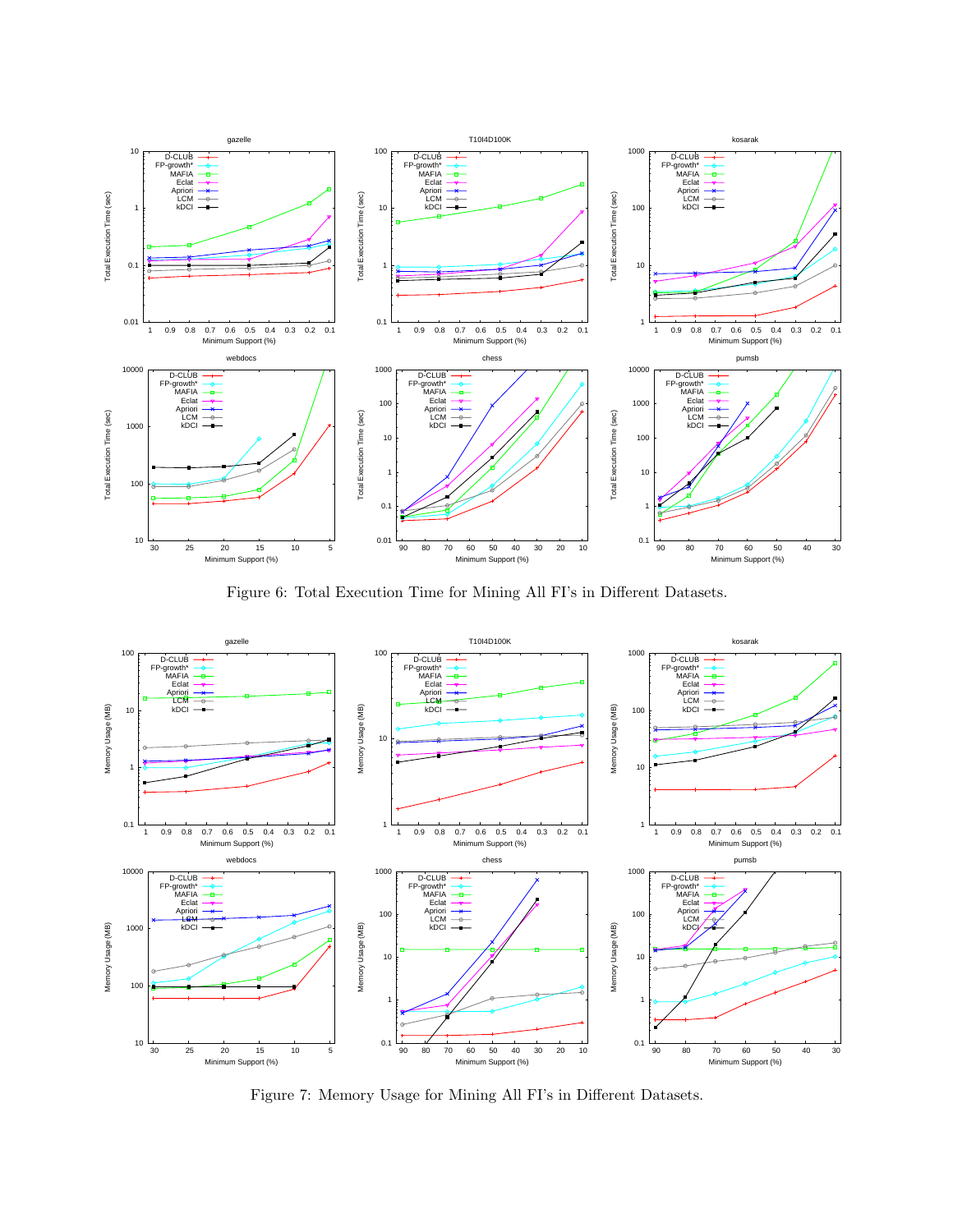Figure 6: Total Execution Time for Mining All FI's in Different Datasets.

Figure 7: Memory Usage for Mining All FI's in Different Datasets.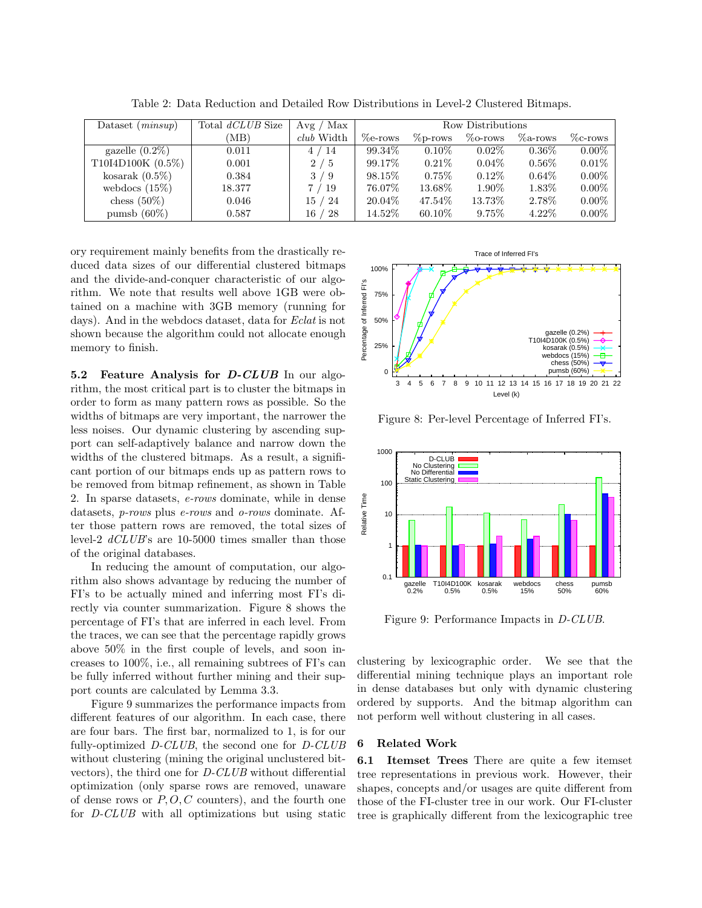Table 2: Data Reduction and Detailed Row Distributions in Level-2 Clustered Bitmaps.

| Dataset (*minsup*) | Total *dCLUB* Size (MB) | Avg / Max *club* Width | Row Distributions | | | | |
|---|---|---|---|---|---|---|---|
| | | | %e-rows | %p-rows | %o-rows | %a-rows | %c-rows |
| gazelle (0.2%) | 0.011 | 4 / 14 | 99.34% | 0.10% | 0.02% | 0.36% | 0.00% |
| T10I4D100K (0.5%) | 0.001 | 2 / 5 | 99.17% | 0.21% | 0.04% | 0.56% | 0.01% |
| kosarak (0.5%) | 0.384 | 3 / 9 | 98.15% | 0.75% | 0.12% | 0.64% | 0.00% |
| webdocs (15%) | 18.377 | 7 / 19 | 76.07% | 13.68% | 1.90% | 1.83% | 0.00% |
| chess (50%) | 0.046 | 15 / 24 | 20.04% | 47.54% | 13.73% | 2.78% | 0.00% |
| pumsb (60%) | 0.587 | 16 / 28 | 14.52% | 60.10% | 9.75% | 4.22% | 0.00% |

ory requirement mainly benefits from the drastically reduced data sizes of our differential clustered bitmaps and the divide-and-conquer characteristic of our algorithm. We note that results well above 1GB were obtained on a machine with 3GB memory (running for days). And in the webdocs dataset, data for *Eclat* is not shown because the algorithm could not allocate enough memory to finish.

**5.2 Feature Analysis for *D-CLUB*** In our algorithm, the most critical part is to cluster the bitmaps in order to form as many pattern rows as possible. So the widths of bitmaps are very important, the narrower the less noises. Our dynamic clustering by ascending support can self-adaptively balance and narrow down the widths of the clustered bitmaps. As a result, a significant portion of our bitmaps ends up as pattern rows to be removed from bitmap refinement, as shown in Table 2. In sparse datasets, *e-rows* dominate, while in dense datasets, *p-rows* plus *e-rows* and *o-rows* dominate. After those pattern rows are removed, the total sizes of level-2 *dCLUB*'s are 10-5000 times smaller than those of the original databases.

In reducing the amount of computation, our algorithm also shows advantage by reducing the number of FI's to be actually mined and inferring most FI's directly via counter summarization. Figure 8 shows the percentage of FI's that are inferred in each level. From the traces, we can see that the percentage rapidly grows above 50% in the first couple of levels, and soon increases to 100%, i.e., all remaining subtrees of FI's can be fully inferred without further mining and their support counts are calculated by Lemma 3.3.

Figure 9 summarizes the performance impacts from different features of our algorithm. In each case, there are four bars. The first bar, normalized to 1, is for our fully-optimized *D-CLUB*, the second one for *D-CLUB* without clustering (mining the original unclustered bitvectors), the third one for *D-CLUB* without differential optimization (only sparse rows are removed, unaware of dense rows or $P, O, C$ counters), and the fourth one for *D-CLUB* with all optimizations but using static

Figure 8: Per-level Percentage of Inferred FI's.

Figure 9: Performance Impacts in *D-CLUB*.

clustering by lexicographic order. We see that the differential mining technique plays an important role in dense databases but only with dynamic clustering ordered by supports. And the bitmap algorithm can not perform well without clustering in all cases.

## 6 Related Work

**6.1 Itemset Trees** There are quite a few itemset tree representations in previous work. However, their shapes, concepts and/or usages are quite different from those of the FI-cluster tree in our work. Our FI-cluster tree is graphically different from the lexicographic tree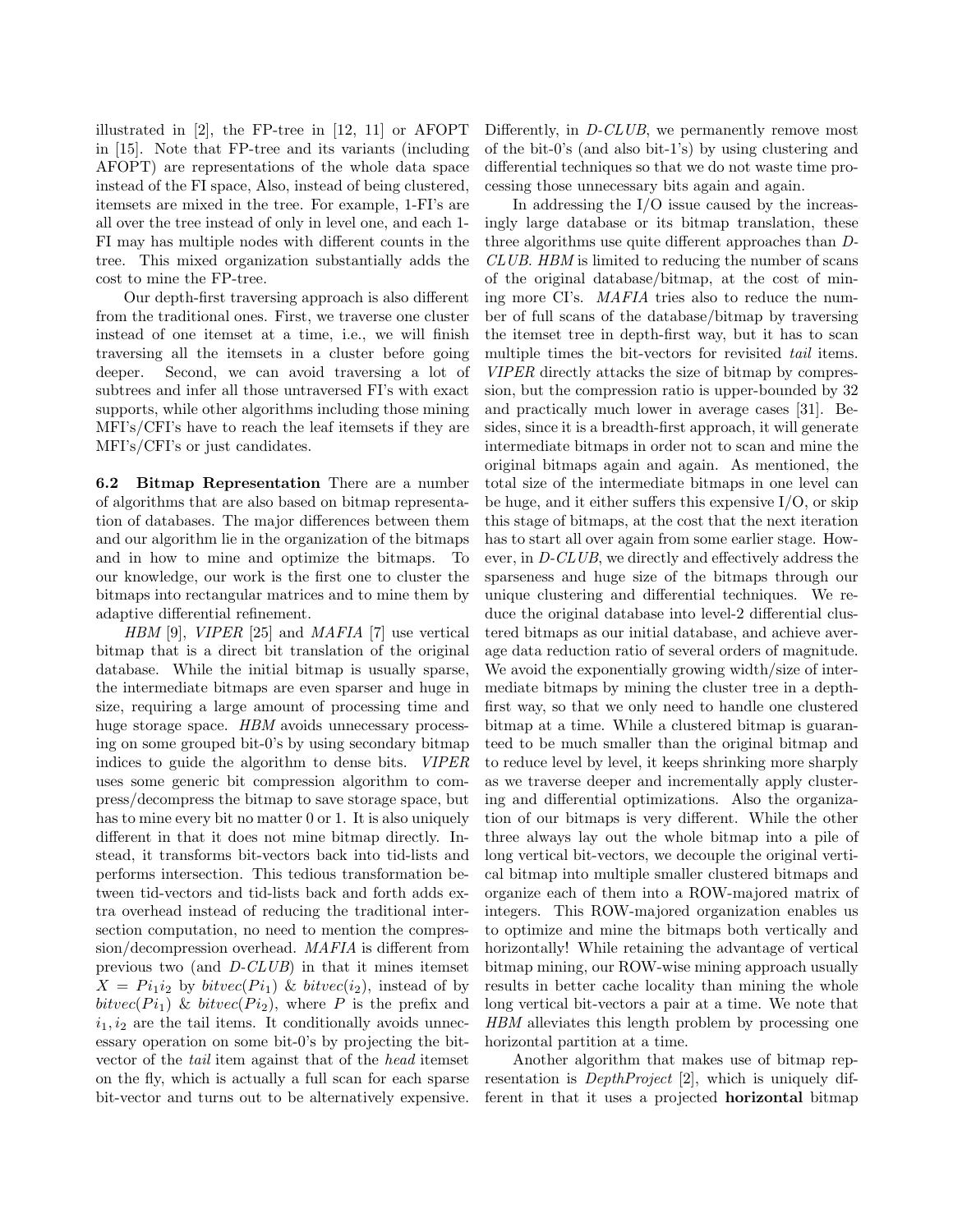illustrated in [2], the FP-tree in [12, 11] or AFOPT in [15]. Note that FP-tree and its variants (including AFOPT) are representations of the whole data space instead of the FI space, Also, instead of being clustered, itemsets are mixed in the tree. For example, 1-FI's are all over the tree instead of only in level one, and each 1-FI may has multiple nodes with different counts in the tree. This mixed organization substantially adds the cost to mine the FP-tree.

Our depth-first traversing approach is also different from the traditional ones. First, we traverse one cluster instead of one itemset at a time, i.e., we will finish traversing all the itemsets in a cluster before going deeper. Second, we can avoid traversing a lot of subtrees and infer all those untraversed FI's with exact supports, while other algorithms including those mining MFI's/CFI's have to reach the leaf itemsets if they are MFI's/CFI's or just candidates.

**6.2 Bitmap Representation** There are a number of algorithms that are also based on bitmap representation of databases. The major differences between them and our algorithm lie in the organization of the bitmaps and in how to mine and optimize the bitmaps. To our knowledge, our work is the first one to cluster the bitmaps into rectangular matrices and to mine them by adaptive differential refinement.

*HBM* [9], *VIPER* [25] and *MAFIA* [7] use vertical bitmap that is a direct bit translation of the original database. While the initial bitmap is usually sparse, the intermediate bitmaps are even sparser and huge in size, requiring a large amount of processing time and huge storage space. *HBM* avoids unnecessary processing on some grouped bit-0's by using secondary bitmap indices to guide the algorithm to dense bits. *VIPER* uses some generic bit compression algorithm to compress/decompress the bitmap to save storage space, but has to mine every bit no matter 0 or 1. It is also uniquely different in that it does not mine bitmap directly. Instead, it transforms bit-vectors back into tid-lists and performs intersection. This tedious transformation between tid-vectors and tid-lists back and forth adds extra overhead instead of reducing the traditional intersection computation, no need to mention the compression/decompression overhead. *MAFIA* is different from previous two (and *D-CLUB*) in that it mines itemset $X = Pi_1i_2$ by $bitvec(Pi_1)$ & $bitvec(i_2)$, instead of by $bitvec(Pi_1)$ & $bitvec(Pi_2)$, where $P$ is the prefix and $i_1, i_2$ are the tail items. It conditionally avoids unnecessary operation on some bit-0's by projecting the bit-vector of the *tail* item against that of the *head* itemset on the fly, which is actually a full scan for each sparse bit-vector and turns out to be alternatively expensive. Differently, in *D-CLUB*, we permanently remove most of the bit-0's (and also bit-1's) by using clustering and differential techniques so that we do not waste time processing those unnecessary bits again and again.

In addressing the I/O issue caused by the increasingly large database or its bitmap translation, these three algorithms use quite different approaches than *D-CLUB*. *HBM* is limited to reducing the number of scans of the original database/bitmap, at the cost of mining more CI's. *MAFIA* tries also to reduce the number of full scans of the database/bitmap by traversing the itemset tree in depth-first way, but it has to scan multiple times the bit-vectors for revisited *tail* items. *VIPER* directly attacks the size of bitmap by compression, but the compression ratio is upper-bounded by 32 and practically much lower in average cases [31]. Besides, since it is a breadth-first approach, it will generate intermediate bitmaps in order not to scan and mine the original bitmaps again and again. As mentioned, the total size of the intermediate bitmaps in one level can be huge, and it either suffers this expensive I/O, or skip this stage of bitmaps, at the cost that the next iteration has to start all over again from some earlier stage. However, in *D-CLUB*, we directly and effectively address the sparseness and huge size of the bitmaps through our unique clustering and differential techniques. We reduce the original database into level-2 differential clustered bitmaps as our initial database, and achieve average data reduction ratio of several orders of magnitude. We avoid the exponentially growing width/size of intermediate bitmaps by mining the cluster tree in a depth-first way, so that we only need to handle one clustered bitmap at a time. While a clustered bitmap is guaranteed to be much smaller than the original bitmap and to reduce level by level, it keeps shrinking more sharply as we traverse deeper and incrementally apply clustering and differential optimizations. Also the organization of our bitmaps is very different. While the other three always lay out the whole bitmap into a pile of long vertical bit-vectors, we decouple the original vertical bitmap into multiple smaller clustered bitmaps and organize each of them into a ROW-majored matrix of integers. This ROW-majored organization enables us to optimize and mine the bitmaps both vertically and horizontally! While retaining the advantage of vertical bitmap mining, our ROW-wise mining approach usually results in better cache locality than mining the whole long vertical bit-vectors a pair at a time. We note that *HBM* alleviates this length problem by processing one horizontal partition at a time.

Another algorithm that makes use of bitmap representation is *DepthProject* [2], which is uniquely different in that it uses a projected **horizontal** bitmap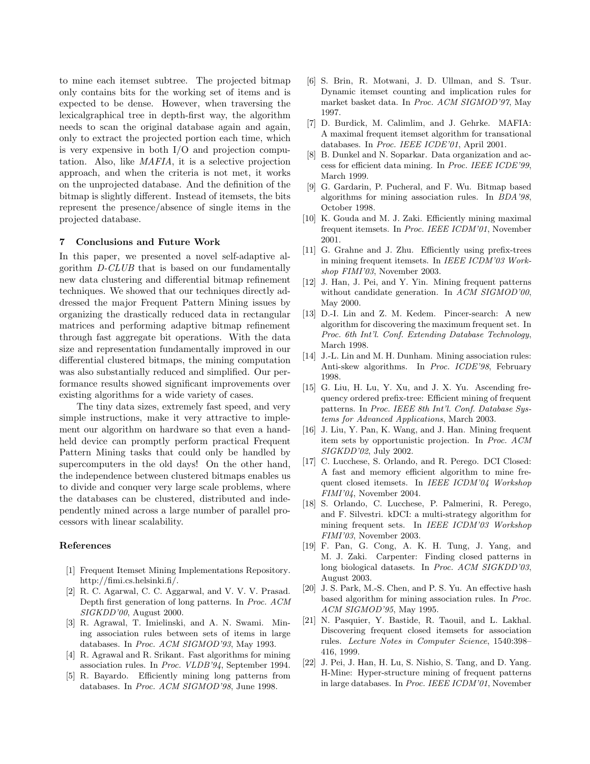to mine each itemset subtree. The projected bitmap only contains bits for the working set of items and is expected to be dense. However, when traversing the lexicalgraphical tree in depth-first way, the algorithm needs to scan the original database again and again, only to extract the projected portion each time, which is very expensive in both I/O and projection computation. Also, like *MAFIA*, it is a selective projection approach, and when the criteria is not met, it works on the unprojected database. And the definition of the bitmap is slightly different. Instead of itemsets, the bits represent the presence/absence of single items in the projected database.

## 7 Conclusions and Future Work

In this paper, we presented a novel self-adaptive algorithm *D-CLUB* that is based on our fundamentally new data clustering and differential bitmap refinement techniques. We showed that our techniques directly addressed the major Frequent Pattern Mining issues by organizing the drastically reduced data in rectangular matrices and performing adaptive bitmap refinement through fast aggregate bit operations. With the data size and representation fundamentally improved in our differential clustered bitmaps, the mining computation was also substantially reduced and simplified. Our performance results showed significant improvements over existing algorithms for a wide variety of cases.

The tiny data sizes, extremely fast speed, and very simple instructions, make it very attractive to implement our algorithm on hardware so that even a handheld device can promptly perform practical Frequent Pattern Mining tasks that could only be handled by supercomputers in the old days! On the other hand, the independence between clustered bitmaps enables us to divide and conquer very large scale problems, where the databases can be clustered, distributed and independently mined across a large number of parallel processors with linear scalability.

## References

[1] Frequent Itemset Mining Implementations Repository. http://fimi.cs.helsinki.fi/.

[2] R. C. Agarwal, C. C. Aggarwal, and V. V. V. Prasad. Depth first generation of long patterns. In *Proc. ACM SIGKDD'00*, August 2000.

[3] R. Agrawal, T. Imielinski, and A. N. Swami. Mining association rules between sets of items in large databases. In *Proc. ACM SIGMOD'93*, May 1993.

[4] R. Agrawal and R. Srikant. Fast algorithms for mining association rules. In *Proc. VLDB'94*, September 1994.

[5] R. Bayardo. Efficiently mining long patterns from databases. In *Proc. ACM SIGMOD'98*, June 1998.

[6] S. Brin, R. Motwani, J. D. Ullman, and S. Tsur. Dynamic itemset counting and implication rules for market basket data. In *Proc. ACM SIGMOD'97*, May 1997.

[7] D. Burdick, M. Calimlim, and J. Gehrke. MAFIA: A maximal frequent itemset algorithm for transational databases. In *Proc. IEEE ICDE'01*, April 2001.

[8] B. Dunkel and N. Soparkar. Data organization and access for efficient data mining. In *Proc. IEEE ICDE'99*, March 1999.

[9] G. Gardarin, P. Pucheral, and F. Wu. Bitmap based algorithms for mining association rules. In *BDA'98*, October 1998.

[10] K. Gouda and M. J. Zaki. Efficiently mining maximal frequent itemsets. In *Proc. IEEE ICDM'01*, November 2001.

[11] G. Grahne and J. Zhu. Efficiently using prefix-trees in mining frequent itemsets. In *IEEE ICDM'03 Workshop FIMI'03*, November 2003.

[12] J. Han, J. Pei, and Y. Yin. Mining frequent patterns without candidate generation. In *ACM SIGMOD'00*, May 2000.

[13] D.-I. Lin and Z. M. Kedem. Pincer-search: A new algorithm for discovering the maximum frequent set. In *Proc. 6th Int'l. Conf. Extending Database Technology*, March 1998.

[14] J.-L. Lin and M. H. Dunham. Mining association rules: Anti-skew algorithms. In *Proc. ICDE'98*, February 1998.

[15] G. Liu, H. Lu, Y. Xu, and J. X. Yu. Ascending frequency ordered prefix-tree: Efficient mining of frequent patterns. In *Proc. IEEE 8th Int'l. Conf. Database Systems for Advanced Applications*, March 2003.

[16] J. Liu, Y. Pan, K. Wang, and J. Han. Mining frequent item sets by opportunistic projection. In *Proc. ACM SIGKDD'02*, July 2002.

[17] C. Lucchese, S. Orlando, and R. Perego. DCI Closed: A fast and memory efficient algorithm to mine frequent closed itemsets. In *IEEE ICDM'04 Workshop FIMI'04*, November 2004.

[18] S. Orlando, C. Lucchese, P. Palmerini, R. Perego, and F. Silvestri. kDCI: a multi-strategy algorithm for mining frequent sets. In *IEEE ICDM'03 Workshop FIMI'03*, November 2003.

[19] F. Pan, G. Cong, A. K. H. Tung, J. Yang, and M. J. Zaki. Carpenter: Finding closed patterns in long biological datasets. In *Proc. ACM SIGKDD'03*, August 2003.

[20] J. S. Park, M.-S. Chen, and P. S. Yu. An effective hash based algorithm for mining association rules. In *Proc. ACM SIGMOD'95*, May 1995.

[21] N. Pasquier, Y. Bastide, R. Taouil, and L. Lakhal. Discovering frequent closed itemsets for association rules. *Lecture Notes in Computer Science*, 1540:398–416, 1999.

[22] J. Pei, J. Han, H. Lu, S. Nishio, S. Tang, and D. Yang. H-Mine: Hyper-structure mining of frequent patterns in large databases. In *Proc. IEEE ICDM'01*, November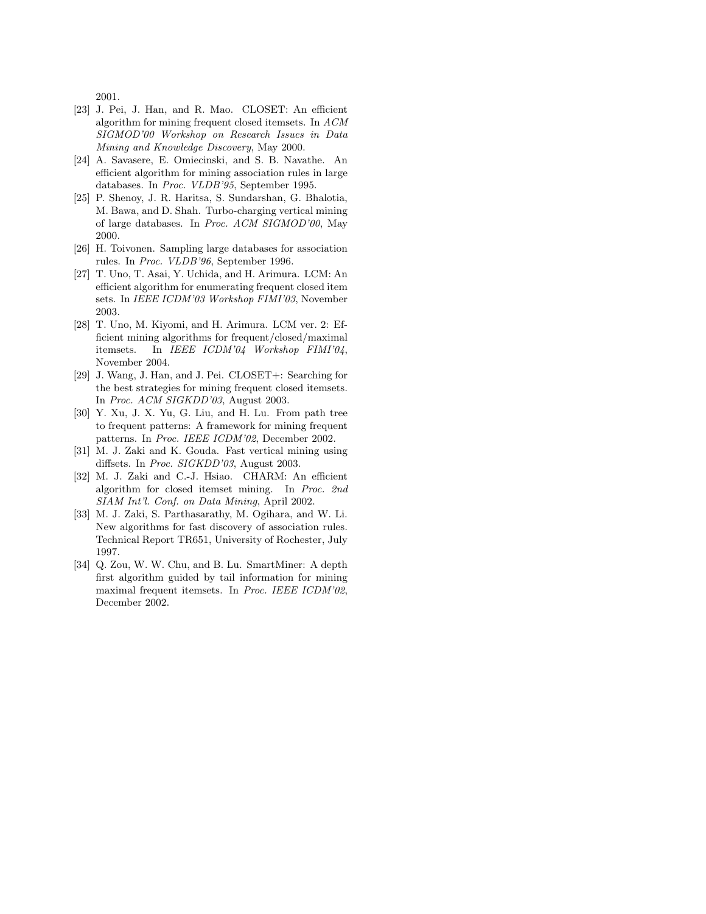2001.

[23] J. Pei, J. Han, and R. Mao. CLOSET: An efficient algorithm for mining frequent closed itemsets. In *ACM SIGMOD'00 Workshop on Research Issues in Data Mining and Knowledge Discovery*, May 2000.

[24] A. Savasere, E. Omiecinski, and S. B. Navathe. An efficient algorithm for mining association rules in large databases. In *Proc. VLDB'95*, September 1995.

[25] P. Shenoy, J. R. Haritsa, S. Sundarshan, G. Bhalotia, M. Bawa, and D. Shah. Turbo-charging vertical mining of large databases. In *Proc. ACM SIGMOD'00*, May 2000.

[26] H. Toivonen. Sampling large databases for association rules. In *Proc. VLDB'96*, September 1996.

[27] T. Uno, T. Asai, Y. Uchida, and H. Arimura. LCM: An efficient algorithm for enumerating frequent closed item sets. In *IEEE ICDM'03 Workshop FIMI'03*, November 2003.

[28] T. Uno, M. Kiyomi, and H. Arimura. LCM ver. 2: Efficient mining algorithms for frequent/closed/maximal itemsets. In *IEEE ICDM'04 Workshop FIMI'04*, November 2004.

[29] J. Wang, J. Han, and J. Pei. CLOSET+: Searching for the best strategies for mining frequent closed itemsets. In *Proc. ACM SIGKDD'03*, August 2003.

[30] Y. Xu, J. X. Yu, G. Liu, and H. Lu. From path tree to frequent patterns: A framework for mining frequent patterns. In *Proc. IEEE ICDM'02*, December 2002.

[31] M. J. Zaki and K. Gouda. Fast vertical mining using diffsets. In *Proc. SIGKDD'03*, August 2003.

[32] M. J. Zaki and C.-J. Hsiao. CHARM: An efficient algorithm for closed itemset mining. In *Proc. 2nd SIAM Int'l. Conf. on Data Mining*, April 2002.

[33] M. J. Zaki, S. Parthasarathy, M. Ogihara, and W. Li. New algorithms for fast discovery of association rules. Technical Report TR651, University of Rochester, July 1997.

[34] Q. Zou, W. W. Chu, and B. Lu. SmartMiner: A depth first algorithm guided by tail information for mining maximal frequent itemsets. In *Proc. IEEE ICDM'02*, December 2002.